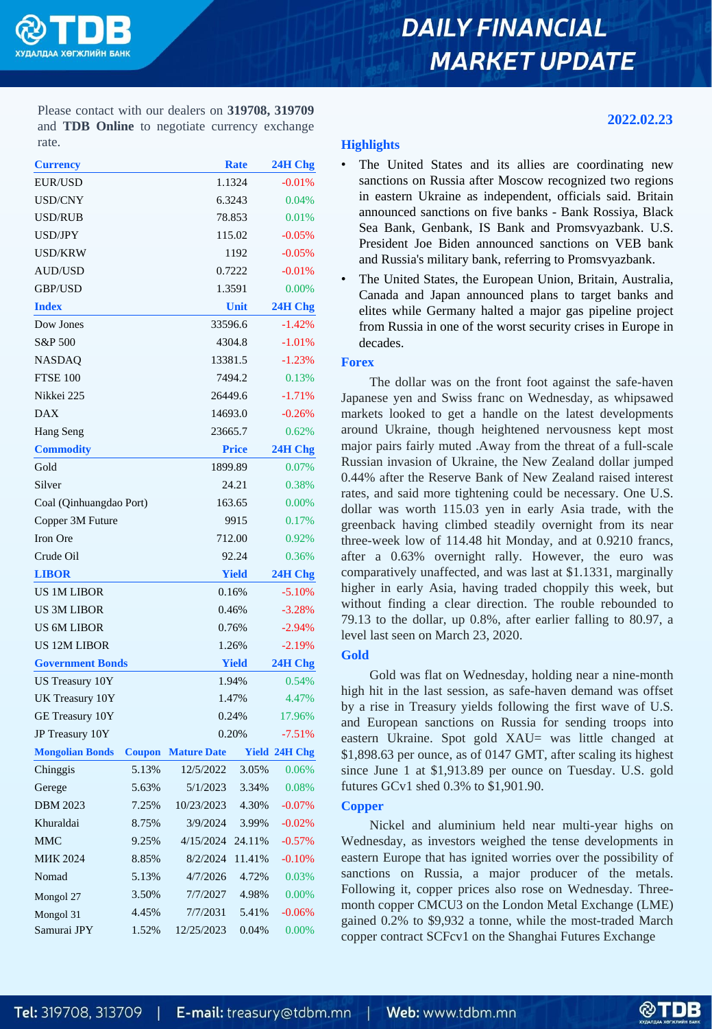# DAILY FINANCIAL MARKET UPDATE

Please contact with our dealers on **319708, 319709** and **TDB Online** to negotiate currency exchange rate.

**2022.02.23**

| Currency | Rate | 24H Chg |
|---|---|---|
| EUR/USD | 1.1324 | -0.01% |
| USD/CNY | 6.3243 | 0.04% |
| USD/RUB | 78.853 | 0.01% |
| USD/JPY | 115.02 | -0.05% |
| USD/KRW | 1192 | -0.05% |
| AUD/USD | 0.7222 | -0.01% |
| GBP/USD | 1.3591 | 0.00% |
| **Index** | **Unit** | **24H Chg** |
| Dow Jones | 33596.6 | -1.42% |
| S&P 500 | 4304.8 | -1.01% |
| NASDAQ | 13381.5 | -1.23% |
| FTSE 100 | 7494.2 | 0.13% |
| Nikkei 225 | 26449.6 | -1.71% |
| DAX | 14693.0 | -0.26% |
| Hang Seng | 23665.7 | 0.62% |
| **Commodity** | **Price** | **24H Chg** |
| Gold | 1899.89 | 0.07% |
| Silver | 24.21 | 0.38% |
| Coal (Qinhuangdao Port) | 163.65 | 0.00% |
| Copper 3M Future | 9915 | 0.17% |
| Iron Ore | 712.00 | 0.92% |
| Crude Oil | 92.24 | 0.36% |
| **LIBOR** | **Yield** | **24H Chg** |
| US 1M LIBOR | 0.16% | -5.10% |
| US 3M LIBOR | 0.46% | -3.28% |
| US 6M LIBOR | 0.76% | -2.94% |
| US 12M LIBOR | 1.26% | -2.19% |
| **Government Bonds** | **Yield** | **24H Chg** |
| US Treasury 10Y | 1.94% | 0.54% |
| UK Treasury 10Y | 1.47% | 4.47% |
| GE Treasury 10Y | 0.24% | 17.96% |
| JP Treasury 10Y | 0.20% | -7.51% |

| Mongolian Bonds | Coupon | Mature Date | Yield | 24H Chg |
|---|---|---|---|---|
| Chinggis | 5.13% | 12/5/2022 | 3.05% | 0.06% |
| Gerege | 5.63% | 5/1/2023 | 3.34% | 0.08% |
| DBM 2023 | 7.25% | 10/23/2023 | 4.30% | -0.07% |
| Khuraldai | 8.75% | 3/9/2024 | 3.99% | -0.02% |
| MMC | 9.25% | 4/15/2024 | 24.11% | -0.57% |
| МИК 2024 | 8.85% | 8/2/2024 | 11.41% | -0.10% |
| Nomad | 5.13% | 4/7/2026 | 4.72% | 0.03% |
| Mongol 27 | 3.50% | 7/7/2027 | 4.98% | 0.00% |
| Mongol 31 | 4.45% | 7/7/2031 | 5.41% | -0.06% |
| Samurai JPY | 1.52% | 12/25/2023 | 0.04% | 0.00% |

## Highlights

- The United States and its allies are coordinating new sanctions on Russia after Moscow recognized two regions in eastern Ukraine as independent, officials said. Britain announced sanctions on five banks - Bank Rossiya, Black Sea Bank, Genbank, IS Bank and Promsvyazbank. U.S. President Joe Biden announced sanctions on VEB bank and Russia's military bank, referring to Promsvyazbank.
- The United States, the European Union, Britain, Australia, Canada and Japan announced plans to target banks and elites while Germany halted a major gas pipeline project from Russia in one of the worst security crises in Europe in decades.

## Forex

The dollar was on the front foot against the safe-haven Japanese yen and Swiss franc on Wednesday, as whipsawed markets looked to get a handle on the latest developments around Ukraine, though heightened nervousness kept most major pairs fairly muted .Away from the threat of a full-scale Russian invasion of Ukraine, the New Zealand dollar jumped 0.44% after the Reserve Bank of New Zealand raised interest rates, and said more tightening could be necessary. One U.S. dollar was worth 115.03 yen in early Asia trade, with the greenback having climbed steadily overnight from its near three-week low of 114.48 hit Monday, and at 0.9210 francs, after a 0.63% overnight rally. However, the euro was comparatively unaffected, and was last at $1.1331, marginally higher in early Asia, having traded choppily this week, but without finding a clear direction. The rouble rebounded to 79.13 to the dollar, up 0.8%, after earlier falling to 80.97, a level last seen on March 23, 2020.

## Gold

Gold was flat on Wednesday, holding near a nine-month high hit in the last session, as safe-haven demand was offset by a rise in Treasury yields following the first wave of U.S. and European sanctions on Russia for sending troops into eastern Ukraine. Spot gold XAU= was little changed at $1,898.63 per ounce, as of 0147 GMT, after scaling its highest since June 1 at $1,913.89 per ounce on Tuesday. U.S. gold futures GCv1 shed 0.3% to $1,901.90.

## Copper

Nickel and aluminium held near multi-year highs on Wednesday, as investors weighed the tense developments in eastern Europe that has ignited worries over the possibility of sanctions on Russia, a major producer of the metals. Following it, copper prices also rose on Wednesday. Three-month copper CMCU3 on the London Metal Exchange (LME) gained 0.2% to $9,932 a tonne, while the most-traded March copper contract SCFcv1 on the Shanghai Futures Exchange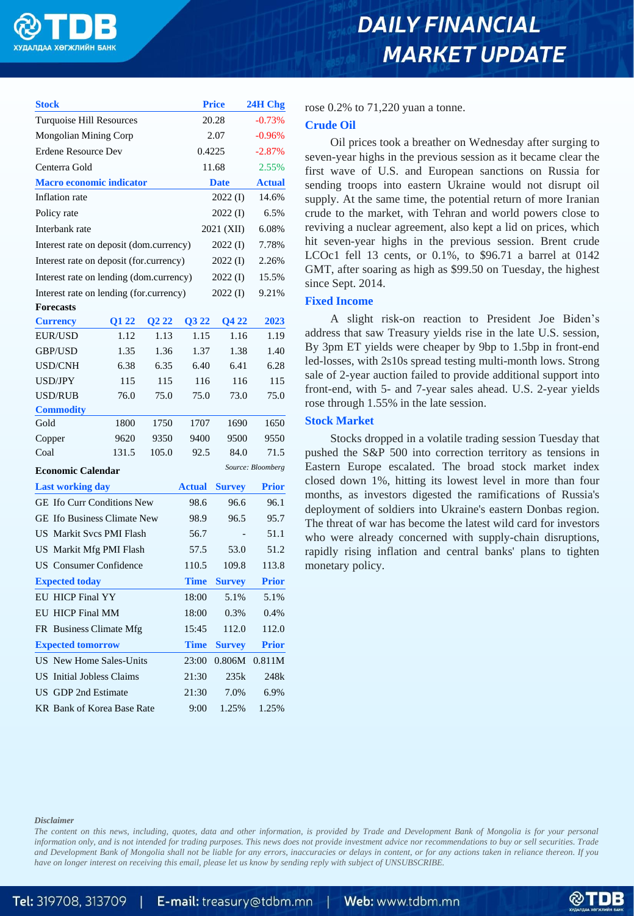# DAILY FINANCIAL MARKET UPDATE

| Stock | Price | 24H Chg |
|---|---|---|
| Turquoise Hill Resources | 20.28 | -0.73% |
| Mongolian Mining Corp | 2.07 | -0.96% |
| Erdene Resource Dev | 0.4225 | -2.87% |
| Centerra Gold | 11.68 | 2.55% |

| Macro economic indicator | Date | Actual |
|---|---|---|
| Inflation rate | 2022 (I) | 14.6% |
| Policy rate | 2022 (I) | 6.5% |
| Interbank rate | 2021 (XII) | 6.08% |
| Interest rate on deposit (dom.currency) | 2022 (I) | 7.78% |
| Interest rate on deposit (for.currency) | 2022 (I) | 2.26% |
| Interest rate on lending (dom.currency) | 2022 (I) | 15.5% |
| Interest rate on lending (for.currency) | 2022 (I) | 9.21% |

**Forecasts**

| Currency | Q1 22 | Q2 22 | Q3 22 | Q4 22 | 2023 |
|---|---|---|---|---|---|
| EUR/USD | 1.12 | 1.13 | 1.15 | 1.16 | 1.19 |
| GBP/USD | 1.35 | 1.36 | 1.37 | 1.38 | 1.40 |
| USD/CNH | 6.38 | 6.35 | 6.40 | 6.41 | 6.28 |
| USD/JPY | 115 | 115 | 116 | 116 | 115 |
| USD/RUB | 76.0 | 75.0 | 75.0 | 73.0 | 75.0 |
| **Commodity** | | | | | |
| Gold | 1800 | 1750 | 1707 | 1690 | 1650 |
| Copper | 9620 | 9350 | 9400 | 9500 | 9550 |
| Coal | 131.5 | 105.0 | 92.5 | 84.0 | 71.5 |

*Source: Bloomberg*

**Economic Calendar**

| Last working day | Actual | Survey | Prior |
|---|---|---|---|
| GE Ifo Curr Conditions New | 98.6 | 96.6 | 96.1 |
| GE Ifo Business Climate New | 98.9 | 96.5 | 95.7 |
| US Markit Svcs PMI Flash | 56.7 | - | 51.1 |
| US Markit Mfg PMI Flash | 57.5 | 53.0 | 51.2 |
| US Consumer Confidence | 110.5 | 109.8 | 113.8 |

| Expected today | Time | Survey | Prior |
|---|---|---|---|
| EU HICP Final YY | 18:00 | 5.1% | 5.1% |
| EU HICP Final MM | 18:00 | 0.3% | 0.4% |
| FR Business Climate Mfg | 15:45 | 112.0 | 112.0 |

| Expected tomorrow | Time | Survey | Prior |
|---|---|---|---|
| US New Home Sales-Units | 23:00 | 0.806M | 0.811M |
| US Initial Jobless Claims | 21:30 | 235k | 248k |
| US GDP 2nd Estimate | 21:30 | 7.0% | 6.9% |
| KR Bank of Korea Base Rate | 9:00 | 1.25% | 1.25% |

rose 0.2% to 71,220 yuan a tonne.

## Crude Oil

Oil prices took a breather on Wednesday after surging to seven-year highs in the previous session as it became clear the first wave of U.S. and European sanctions on Russia for sending troops into eastern Ukraine would not disrupt oil supply. At the same time, the potential return of more Iranian crude to the market, with Tehran and world powers close to reviving a nuclear agreement, also kept a lid on prices, which hit seven-year highs in the previous session. Brent crude LCOc1 fell 13 cents, or 0.1%, to $96.71 a barrel at 0142 GMT, after soaring as high as $99.50 on Tuesday, the highest since Sept. 2014.

## Fixed Income

A slight risk-on reaction to President Joe Biden's address that saw Treasury yields rise in the late U.S. session, By 3pm ET yields were cheaper by 9bp to 1.5bp in front-end led-losses, with 2s10s spread testing multi-month lows. Strong sale of 2-year auction failed to provide additional support into front-end, with 5- and 7-year sales ahead. U.S. 2-year yields rose through 1.55% in the late session.

## Stock Market

Stocks dropped in a volatile trading session Tuesday that pushed the S&P 500 into correction territory as tensions in Eastern Europe escalated. The broad stock market index closed down 1%, hitting its lowest level in more than four months, as investors digested the ramifications of Russia's deployment of soldiers into Ukraine's eastern Donbas region. The threat of war has become the latest wild card for investors who were already concerned with supply-chain disruptions, rapidly rising inflation and central banks' plans to tighten monetary policy.

***Disclaimer***

*The content on this news, including, quotes, data and other information, is provided by Trade and Development Bank of Mongolia is for your personal information only, and is not intended for trading purposes. This news does not provide investment advice nor recommendations to buy or sell securities. Trade and Development Bank of Mongolia shall not be liable for any errors, inaccuracies or delays in content, or for any actions taken in reliance thereon. If you have on longer interest on receiving this email, please let us know by sending reply with subject of UNSUBSCRIBE.*

**Tel:** 319708, 313709 | **E-mail:** treasury@tdbm.mn | **Web:** www.tdbm.mn